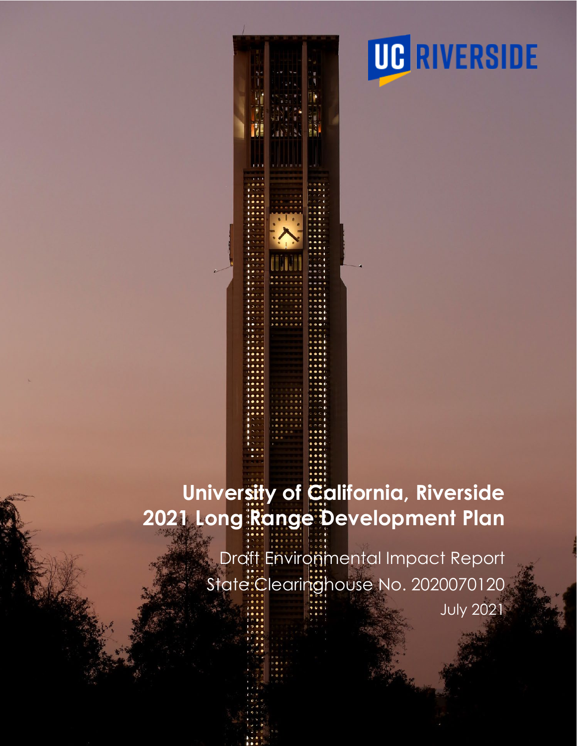UC RIVERSIDE

# University of California, Riverside 2021 Long Range Development Plan

Draft Environmental Impact Report

State Clearinghouse No. 2020070120

July 2021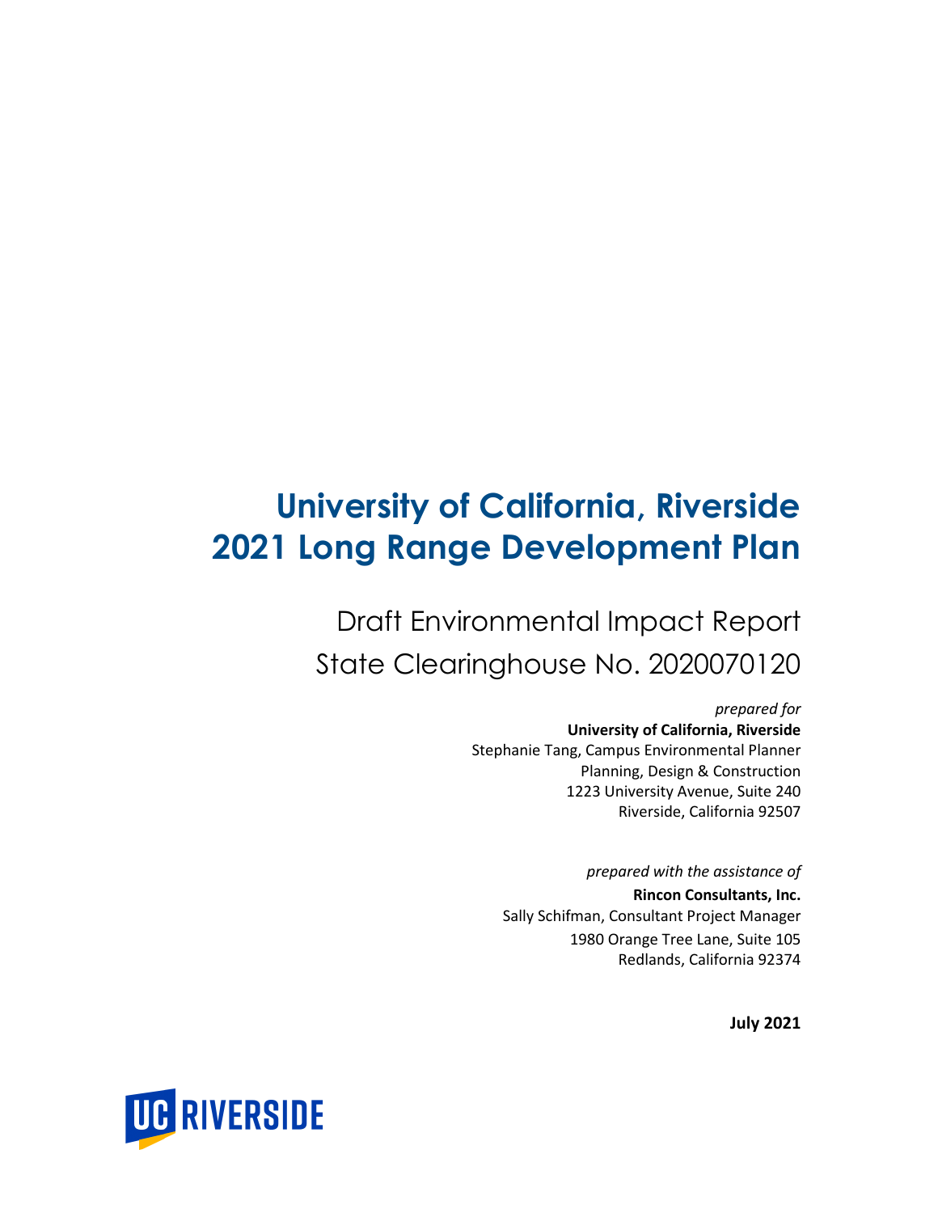# University of California, Riverside 2021 Long Range Development Plan

## Draft Environmental Impact Report
## State Clearinghouse No. 2020070120

*prepared for*

**University of California, Riverside**
Stephanie Tang, Campus Environmental Planner
Planning, Design & Construction
1223 University Avenue, Suite 240
Riverside, California 92507

*prepared with the assistance of*

**Rincon Consultants, Inc.**
Sally Schifman, Consultant Project Manager
1980 Orange Tree Lane, Suite 105
Redlands, California 92374

**July 2021**

UC RIVERSIDE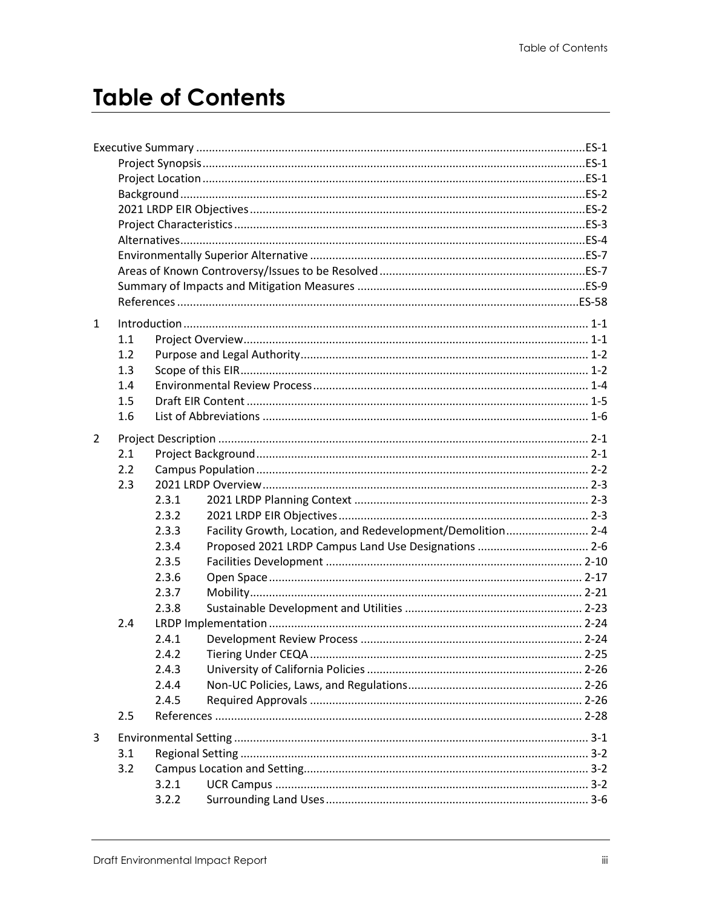# Table of Contents

Executive Summary ES-1
- Project Synopsis ES-1
- Project Location ES-1
- Background ES-2
- 2021 LRDP EIR Objectives ES-2
- Project Characteristics ES-3
- Alternatives ES-4
- Environmentally Superior Alternative ES-7
- Areas of Known Controversy/Issues to be Resolved ES-7
- Summary of Impacts and Mitigation Measures ES-9
- References ES-58

1 Introduction 1-1
- 1.1 Project Overview 1-1
- 1.2 Purpose and Legal Authority 1-2
- 1.3 Scope of this EIR 1-2
- 1.4 Environmental Review Process 1-4
- 1.5 Draft EIR Content 1-5
- 1.6 List of Abbreviations 1-6

2 Project Description 2-1
- 2.1 Project Background 2-1
- 2.2 Campus Population 2-2
- 2.3 2021 LRDP Overview 2-3
  - 2.3.1 2021 LRDP Planning Context 2-3
  - 2.3.2 2021 LRDP EIR Objectives 2-3
  - 2.3.3 Facility Growth, Location, and Redevelopment/Demolition 2-4
  - 2.3.4 Proposed 2021 LRDP Campus Land Use Designations 2-6
  - 2.3.5 Facilities Development 2-10
  - 2.3.6 Open Space 2-17
  - 2.3.7 Mobility 2-21
  - 2.3.8 Sustainable Development and Utilities 2-23
- 2.4 LRDP Implementation 2-24
  - 2.4.1 Development Review Process 2-24
  - 2.4.2 Tiering Under CEQA 2-25
  - 2.4.3 University of California Policies 2-26
  - 2.4.4 Non-UC Policies, Laws, and Regulations 2-26
  - 2.4.5 Required Approvals 2-26
- 2.5 References 2-28

3 Environmental Setting 3-1
- 3.1 Regional Setting 3-2
- 3.2 Campus Location and Setting 3-2
  - 3.2.1 UCR Campus 3-2
  - 3.2.2 Surrounding Land Uses 3-6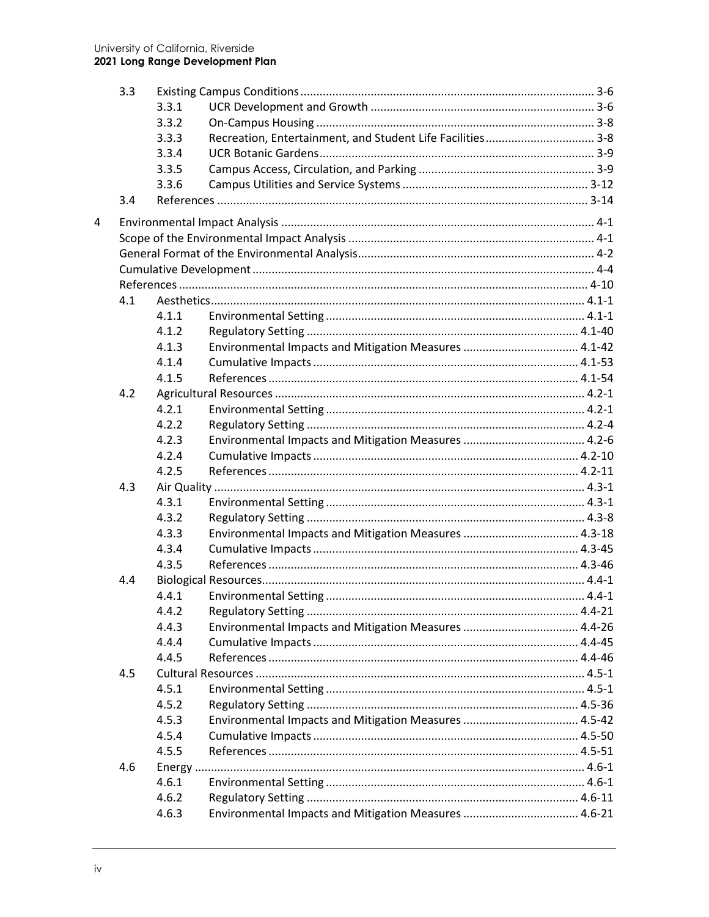| | | | |
|---|---|---|---|
| 3.3 | Existing Campus Conditions | | 3-6 |
| | 3.3.1 | UCR Development and Growth | 3-6 |
| | 3.3.2 | On-Campus Housing | 3-8 |
| | 3.3.3 | Recreation, Entertainment, and Student Life Facilities | 3-8 |
| | 3.3.4 | UCR Botanic Gardens | 3-9 |
| | 3.3.5 | Campus Access, Circulation, and Parking | 3-9 |
| | 3.3.6 | Campus Utilities and Service Systems | 3-12 |
| 3.4 | References | | 3-14 |

| | | | | |
|---|---|---|---|---|
| 4 | Environmental Impact Analysis | | | 4-1 |
| | Scope of the Environmental Impact Analysis | | | 4-1 |
| | General Format of the Environmental Analysis | | | 4-2 |
| | Cumulative Development | | | 4-4 |
| | References | | | 4-10 |
| | 4.1 | Aesthetics | | 4.1-1 |
| | | 4.1.1 | Environmental Setting | 4.1-1 |
| | | 4.1.2 | Regulatory Setting | 4.1-40 |
| | | 4.1.3 | Environmental Impacts and Mitigation Measures | 4.1-42 |
| | | 4.1.4 | Cumulative Impacts | 4.1-53 |
| | | 4.1.5 | References | 4.1-54 |
| | 4.2 | Agricultural Resources | | 4.2-1 |
| | | 4.2.1 | Environmental Setting | 4.2-1 |
| | | 4.2.2 | Regulatory Setting | 4.2-4 |
| | | 4.2.3 | Environmental Impacts and Mitigation Measures | 4.2-6 |
| | | 4.2.4 | Cumulative Impacts | 4.2-10 |
| | | 4.2.5 | References | 4.2-11 |
| | 4.3 | Air Quality | | 4.3-1 |
| | | 4.3.1 | Environmental Setting | 4.3-1 |
| | | 4.3.2 | Regulatory Setting | 4.3-8 |
| | | 4.3.3 | Environmental Impacts and Mitigation Measures | 4.3-18 |
| | | 4.3.4 | Cumulative Impacts | 4.3-45 |
| | | 4.3.5 | References | 4.3-46 |
| | 4.4 | Biological Resources | | 4.4-1 |
| | | 4.4.1 | Environmental Setting | 4.4-1 |
| | | 4.4.2 | Regulatory Setting | 4.4-21 |
| | | 4.4.3 | Environmental Impacts and Mitigation Measures | 4.4-26 |
| | | 4.4.4 | Cumulative Impacts | 4.4-45 |
| | | 4.4.5 | References | 4.4-46 |
| | 4.5 | Cultural Resources | | 4.5-1 |
| | | 4.5.1 | Environmental Setting | 4.5-1 |
| | | 4.5.2 | Regulatory Setting | 4.5-36 |
| | | 4.5.3 | Environmental Impacts and Mitigation Measures | 4.5-42 |
| | | 4.5.4 | Cumulative Impacts | 4.5-50 |
| | | 4.5.5 | References | 4.5-51 |
| | 4.6 | Energy | | 4.6-1 |
| | | 4.6.1 | Environmental Setting | 4.6-1 |
| | | 4.6.2 | Regulatory Setting | 4.6-11 |
| | | 4.6.3 | Environmental Impacts and Mitigation Measures | 4.6-21 |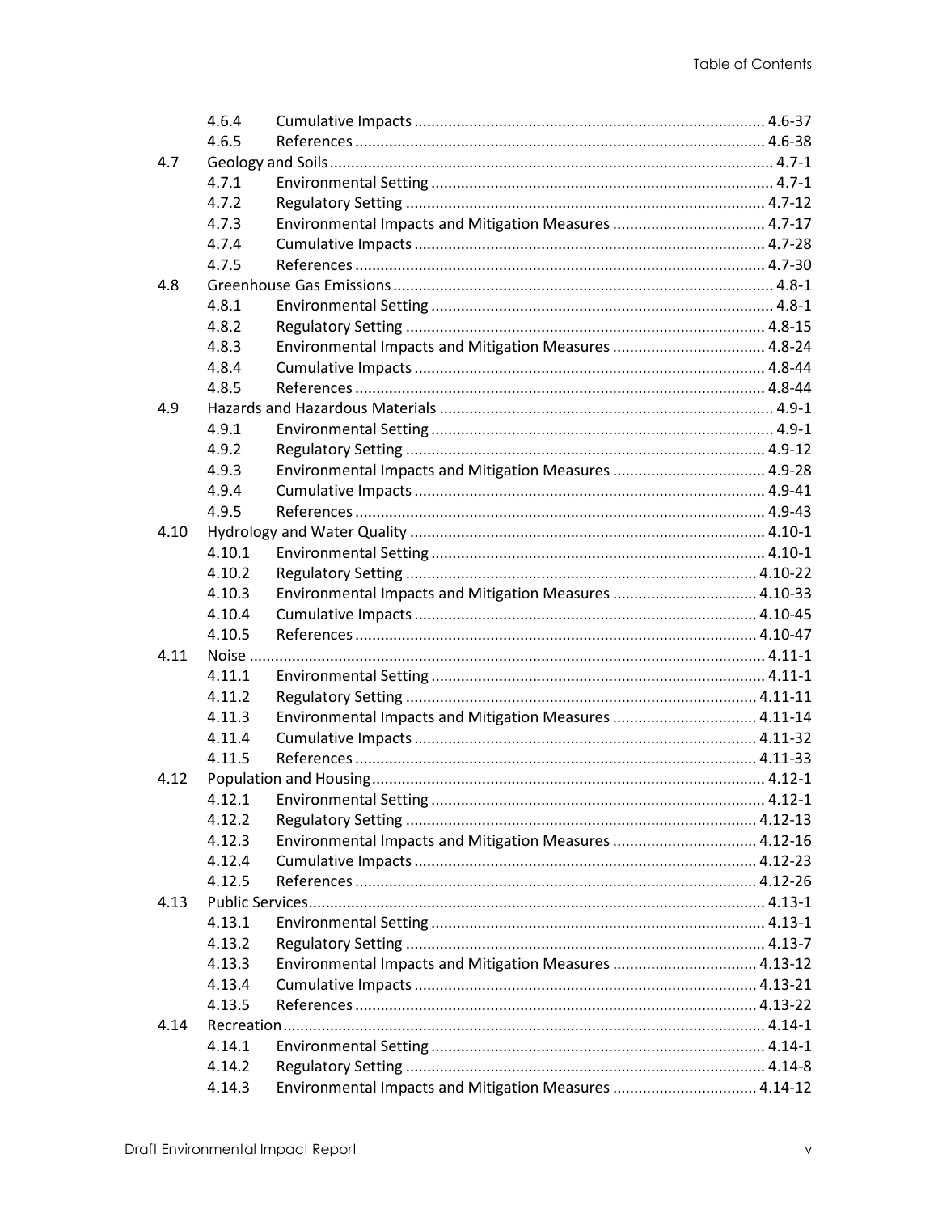| | | | |
|---|---|---|---|
| | 4.6.4 | Cumulative Impacts | 4.6-37 |
| | 4.6.5 | References | 4.6-38 |
| 4.7 | Geology and Soils | | 4.7-1 |
| | 4.7.1 | Environmental Setting | 4.7-1 |
| | 4.7.2 | Regulatory Setting | 4.7-12 |
| | 4.7.3 | Environmental Impacts and Mitigation Measures | 4.7-17 |
| | 4.7.4 | Cumulative Impacts | 4.7-28 |
| | 4.7.5 | References | 4.7-30 |
| 4.8 | Greenhouse Gas Emissions | | 4.8-1 |
| | 4.8.1 | Environmental Setting | 4.8-1 |
| | 4.8.2 | Regulatory Setting | 4.8-15 |
| | 4.8.3 | Environmental Impacts and Mitigation Measures | 4.8-24 |
| | 4.8.4 | Cumulative Impacts | 4.8-44 |
| | 4.8.5 | References | 4.8-44 |
| 4.9 | Hazards and Hazardous Materials | | 4.9-1 |
| | 4.9.1 | Environmental Setting | 4.9-1 |
| | 4.9.2 | Regulatory Setting | 4.9-12 |
| | 4.9.3 | Environmental Impacts and Mitigation Measures | 4.9-28 |
| | 4.9.4 | Cumulative Impacts | 4.9-41 |
| | 4.9.5 | References | 4.9-43 |
| 4.10 | Hydrology and Water Quality | | 4.10-1 |
| | 4.10.1 | Environmental Setting | 4.10-1 |
| | 4.10.2 | Regulatory Setting | 4.10-22 |
| | 4.10.3 | Environmental Impacts and Mitigation Measures | 4.10-33 |
| | 4.10.4 | Cumulative Impacts | 4.10-45 |
| | 4.10.5 | References | 4.10-47 |
| 4.11 | Noise | | 4.11-1 |
| | 4.11.1 | Environmental Setting | 4.11-1 |
| | 4.11.2 | Regulatory Setting | 4.11-11 |
| | 4.11.3 | Environmental Impacts and Mitigation Measures | 4.11-14 |
| | 4.11.4 | Cumulative Impacts | 4.11-32 |
| | 4.11.5 | References | 4.11-33 |
| 4.12 | Population and Housing | | 4.12-1 |
| | 4.12.1 | Environmental Setting | 4.12-1 |
| | 4.12.2 | Regulatory Setting | 4.12-13 |
| | 4.12.3 | Environmental Impacts and Mitigation Measures | 4.12-16 |
| | 4.12.4 | Cumulative Impacts | 4.12-23 |
| | 4.12.5 | References | 4.12-26 |
| 4.13 | Public Services | | 4.13-1 |
| | 4.13.1 | Environmental Setting | 4.13-1 |
| | 4.13.2 | Regulatory Setting | 4.13-7 |
| | 4.13.3 | Environmental Impacts and Mitigation Measures | 4.13-12 |
| | 4.13.4 | Cumulative Impacts | 4.13-21 |
| | 4.13.5 | References | 4.13-22 |
| 4.14 | Recreation | | 4.14-1 |
| | 4.14.1 | Environmental Setting | 4.14-1 |
| | 4.14.2 | Regulatory Setting | 4.14-8 |
| | 4.14.3 | Environmental Impacts and Mitigation Measures | 4.14-12 |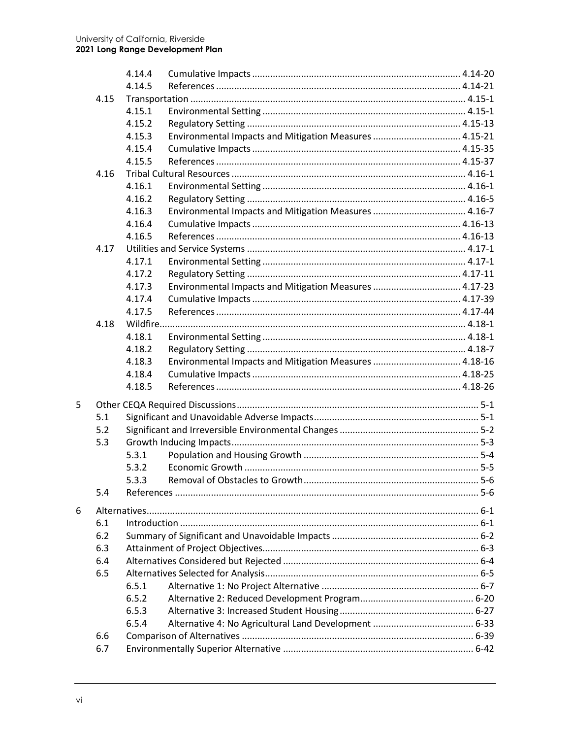| | | | |
|---|---|---|---|
| | 4.14.4 | Cumulative Impacts | 4.14-20 |
| | 4.14.5 | References | 4.14-21 |
| 4.15 | Transportation | | 4.15-1 |
| | 4.15.1 | Environmental Setting | 4.15-1 |
| | 4.15.2 | Regulatory Setting | 4.15-13 |
| | 4.15.3 | Environmental Impacts and Mitigation Measures | 4.15-21 |
| | 4.15.4 | Cumulative Impacts | 4.15-35 |
| | 4.15.5 | References | 4.15-37 |
| 4.16 | Tribal Cultural Resources | | 4.16-1 |
| | 4.16.1 | Environmental Setting | 4.16-1 |
| | 4.16.2 | Regulatory Setting | 4.16-5 |
| | 4.16.3 | Environmental Impacts and Mitigation Measures | 4.16-7 |
| | 4.16.4 | Cumulative Impacts | 4.16-13 |
| | 4.16.5 | References | 4.16-13 |
| 4.17 | Utilities and Service Systems | | 4.17-1 |
| | 4.17.1 | Environmental Setting | 4.17-1 |
| | 4.17.2 | Regulatory Setting | 4.17-11 |
| | 4.17.3 | Environmental Impacts and Mitigation Measures | 4.17-23 |
| | 4.17.4 | Cumulative Impacts | 4.17-39 |
| | 4.17.5 | References | 4.17-44 |
| 4.18 | Wildfire | | 4.18-1 |
| | 4.18.1 | Environmental Setting | 4.18-1 |
| | 4.18.2 | Regulatory Setting | 4.18-7 |
| | 4.18.3 | Environmental Impacts and Mitigation Measures | 4.18-16 |
| | 4.18.4 | Cumulative Impacts | 4.18-25 |
| | 4.18.5 | References | 4.18-26 |

| | | | |
|---|---|---|---|
| 5 | Other CEQA Required Discussions | | 5-1 |
| 5.1 | Significant and Unavoidable Adverse Impacts | | 5-1 |
| 5.2 | Significant and Irreversible Environmental Changes | | 5-2 |
| 5.3 | Growth Inducing Impacts | | 5-3 |
| | 5.3.1 | Population and Housing Growth | 5-4 |
| | 5.3.2 | Economic Growth | 5-5 |
| | 5.3.3 | Removal of Obstacles to Growth | 5-6 |
| 5.4 | References | | 5-6 |

| | | | |
|---|---|---|---|
| 6 | Alternatives | | 6-1 |
| 6.1 | Introduction | | 6-1 |
| 6.2 | Summary of Significant and Unavoidable Impacts | | 6-2 |
| 6.3 | Attainment of Project Objectives | | 6-3 |
| 6.4 | Alternatives Considered but Rejected | | 6-4 |
| 6.5 | Alternatives Selected for Analysis | | 6-5 |
| | 6.5.1 | Alternative 1: No Project Alternative | 6-7 |
| | 6.5.2 | Alternative 2: Reduced Development Program | 6-20 |
| | 6.5.3 | Alternative 3: Increased Student Housing | 6-27 |
| | 6.5.4 | Alternative 4: No Agricultural Land Development | 6-33 |
| 6.6 | Comparison of Alternatives | | 6-39 |
| 6.7 | Environmentally Superior Alternative | | 6-42 |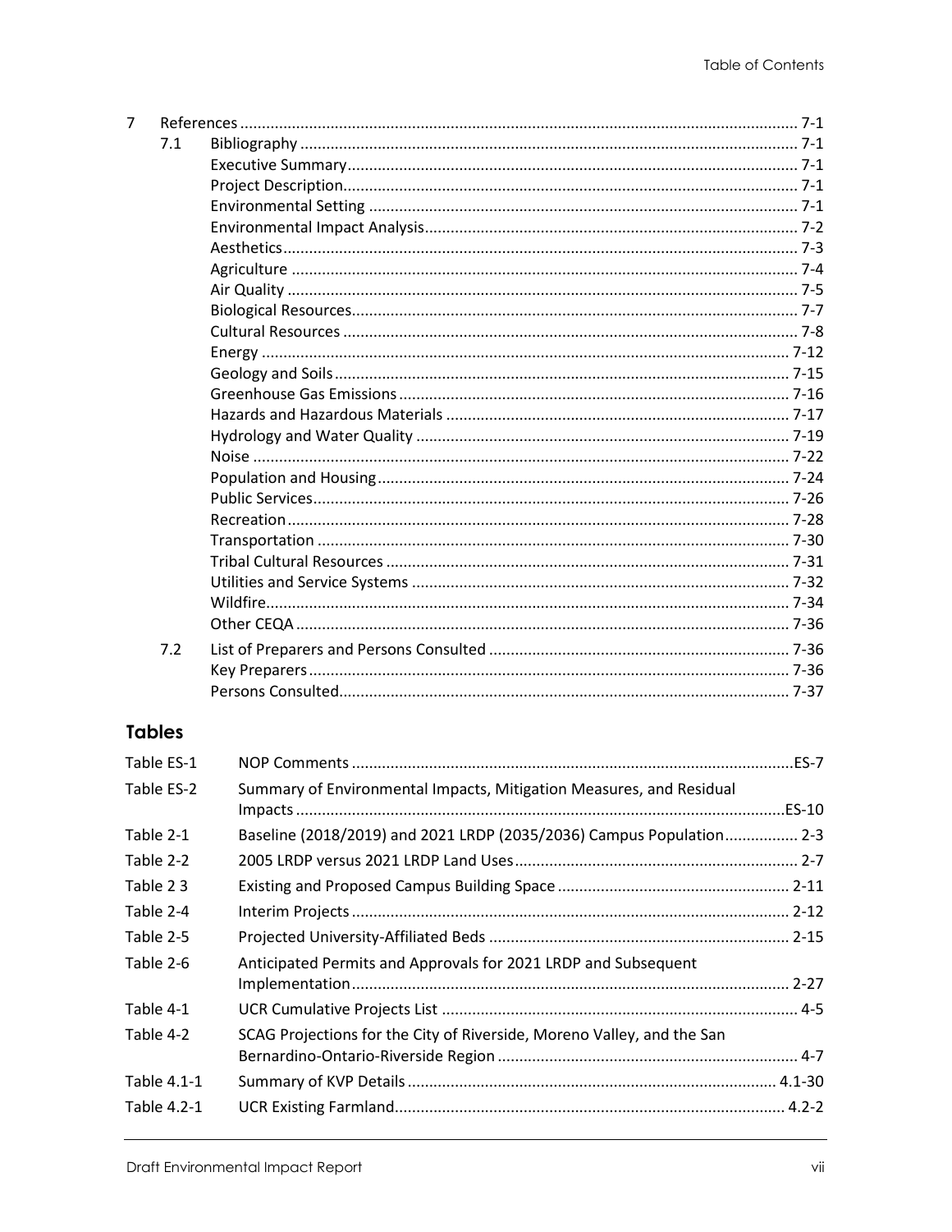| | | |
|---|---|---|
| 7 | References | 7-1 |
| 7.1 | Bibliography | 7-1 |
| | Executive Summary | 7-1 |
| | Project Description | 7-1 |
| | Environmental Setting | 7-1 |
| | Environmental Impact Analysis | 7-2 |
| | Aesthetics | 7-3 |
| | Agriculture | 7-4 |
| | Air Quality | 7-5 |
| | Biological Resources | 7-7 |
| | Cultural Resources | 7-8 |
| | Energy | 7-12 |
| | Geology and Soils | 7-15 |
| | Greenhouse Gas Emissions | 7-16 |
| | Hazards and Hazardous Materials | 7-17 |
| | Hydrology and Water Quality | 7-19 |
| | Noise | 7-22 |
| | Population and Housing | 7-24 |
| | Public Services | 7-26 |
| | Recreation | 7-28 |
| | Transportation | 7-30 |
| | Tribal Cultural Resources | 7-31 |
| | Utilities and Service Systems | 7-32 |
| | Wildfire | 7-34 |
| | Other CEQA | 7-36 |
| 7.2 | List of Preparers and Persons Consulted | 7-36 |
| | Key Preparers | 7-36 |
| | Persons Consulted | 7-37 |

## Tables

| | | |
|---|---|---|
| Table ES-1 | NOP Comments | ES-7 |
| Table ES-2 | Summary of Environmental Impacts, Mitigation Measures, and Residual Impacts | ES-10 |
| Table 2-1 | Baseline (2018/2019) and 2021 LRDP (2035/2036) Campus Population | 2-3 |
| Table 2-2 | 2005 LRDP versus 2021 LRDP Land Uses | 2-7 |
| Table 2 3 | Existing and Proposed Campus Building Space | 2-11 |
| Table 2-4 | Interim Projects | 2-12 |
| Table 2-5 | Projected University-Affiliated Beds | 2-15 |
| Table 2-6 | Anticipated Permits and Approvals for 2021 LRDP and Subsequent Implementation | 2-27 |
| Table 4-1 | UCR Cumulative Projects List | 4-5 |
| Table 4-2 | SCAG Projections for the City of Riverside, Moreno Valley, and the San Bernardino-Ontario-Riverside Region | 4-7 |
| Table 4.1-1 | Summary of KVP Details | 4.1-30 |
| Table 4.2-1 | UCR Existing Farmland | 4.2-2 |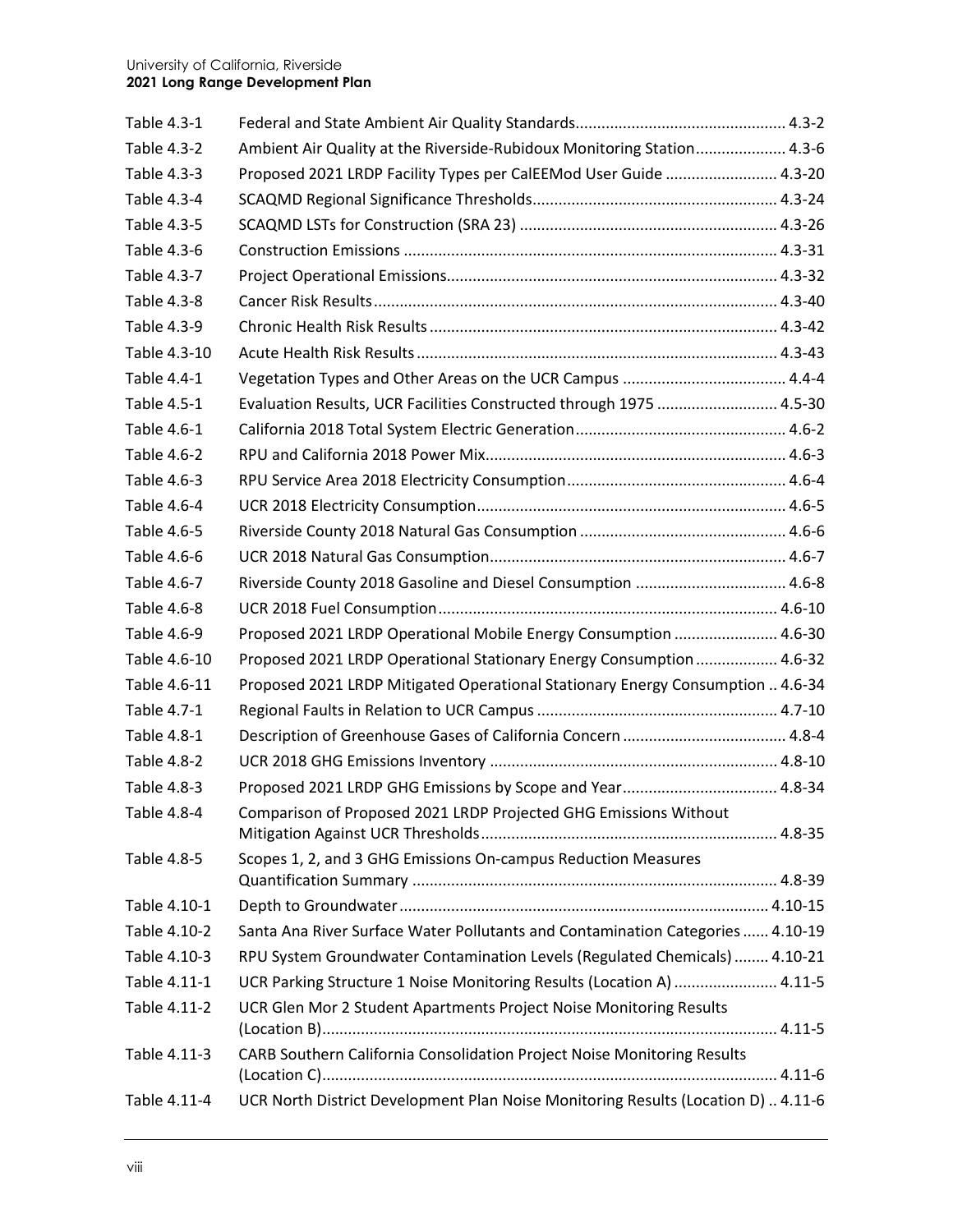| | | |
|---|---|---|
| Table 4.3-1 | Federal and State Ambient Air Quality Standards | 4.3-2 |
| Table 4.3-2 | Ambient Air Quality at the Riverside-Rubidoux Monitoring Station | 4.3-6 |
| Table 4.3-3 | Proposed 2021 LRDP Facility Types per CalEEMod User Guide | 4.3-20 |
| Table 4.3-4 | SCAQMD Regional Significance Thresholds | 4.3-24 |
| Table 4.3-5 | SCAQMD LSTs for Construction (SRA 23) | 4.3-26 |
| Table 4.3-6 | Construction Emissions | 4.3-31 |
| Table 4.3-7 | Project Operational Emissions | 4.3-32 |
| Table 4.3-8 | Cancer Risk Results | 4.3-40 |
| Table 4.3-9 | Chronic Health Risk Results | 4.3-42 |
| Table 4.3-10 | Acute Health Risk Results | 4.3-43 |
| Table 4.4-1 | Vegetation Types and Other Areas on the UCR Campus | 4.4-4 |
| Table 4.5-1 | Evaluation Results, UCR Facilities Constructed through 1975 | 4.5-30 |
| Table 4.6-1 | California 2018 Total System Electric Generation | 4.6-2 |
| Table 4.6-2 | RPU and California 2018 Power Mix | 4.6-3 |
| Table 4.6-3 | RPU Service Area 2018 Electricity Consumption | 4.6-4 |
| Table 4.6-4 | UCR 2018 Electricity Consumption | 4.6-5 |
| Table 4.6-5 | Riverside County 2018 Natural Gas Consumption | 4.6-6 |
| Table 4.6-6 | UCR 2018 Natural Gas Consumption | 4.6-7 |
| Table 4.6-7 | Riverside County 2018 Gasoline and Diesel Consumption | 4.6-8 |
| Table 4.6-8 | UCR 2018 Fuel Consumption | 4.6-10 |
| Table 4.6-9 | Proposed 2021 LRDP Operational Mobile Energy Consumption | 4.6-30 |
| Table 4.6-10 | Proposed 2021 LRDP Operational Stationary Energy Consumption | 4.6-32 |
| Table 4.6-11 | Proposed 2021 LRDP Mitigated Operational Stationary Energy Consumption | 4.6-34 |
| Table 4.7-1 | Regional Faults in Relation to UCR Campus | 4.7-10 |
| Table 4.8-1 | Description of Greenhouse Gases of California Concern | 4.8-4 |
| Table 4.8-2 | UCR 2018 GHG Emissions Inventory | 4.8-10 |
| Table 4.8-3 | Proposed 2021 LRDP GHG Emissions by Scope and Year | 4.8-34 |
| Table 4.8-4 | Comparison of Proposed 2021 LRDP Projected GHG Emissions Without Mitigation Against UCR Thresholds | 4.8-35 |
| Table 4.8-5 | Scopes 1, 2, and 3 GHG Emissions On-campus Reduction Measures Quantification Summary | 4.8-39 |
| Table 4.10-1 | Depth to Groundwater | 4.10-15 |
| Table 4.10-2 | Santa Ana River Surface Water Pollutants and Contamination Categories | 4.10-19 |
| Table 4.10-3 | RPU System Groundwater Contamination Levels (Regulated Chemicals) | 4.10-21 |
| Table 4.11-1 | UCR Parking Structure 1 Noise Monitoring Results (Location A) | 4.11-5 |
| Table 4.11-2 | UCR Glen Mor 2 Student Apartments Project Noise Monitoring Results (Location B) | 4.11-5 |
| Table 4.11-3 | CARB Southern California Consolidation Project Noise Monitoring Results (Location C) | 4.11-6 |
| Table 4.11-4 | UCR North District Development Plan Noise Monitoring Results (Location D) | 4.11-6 |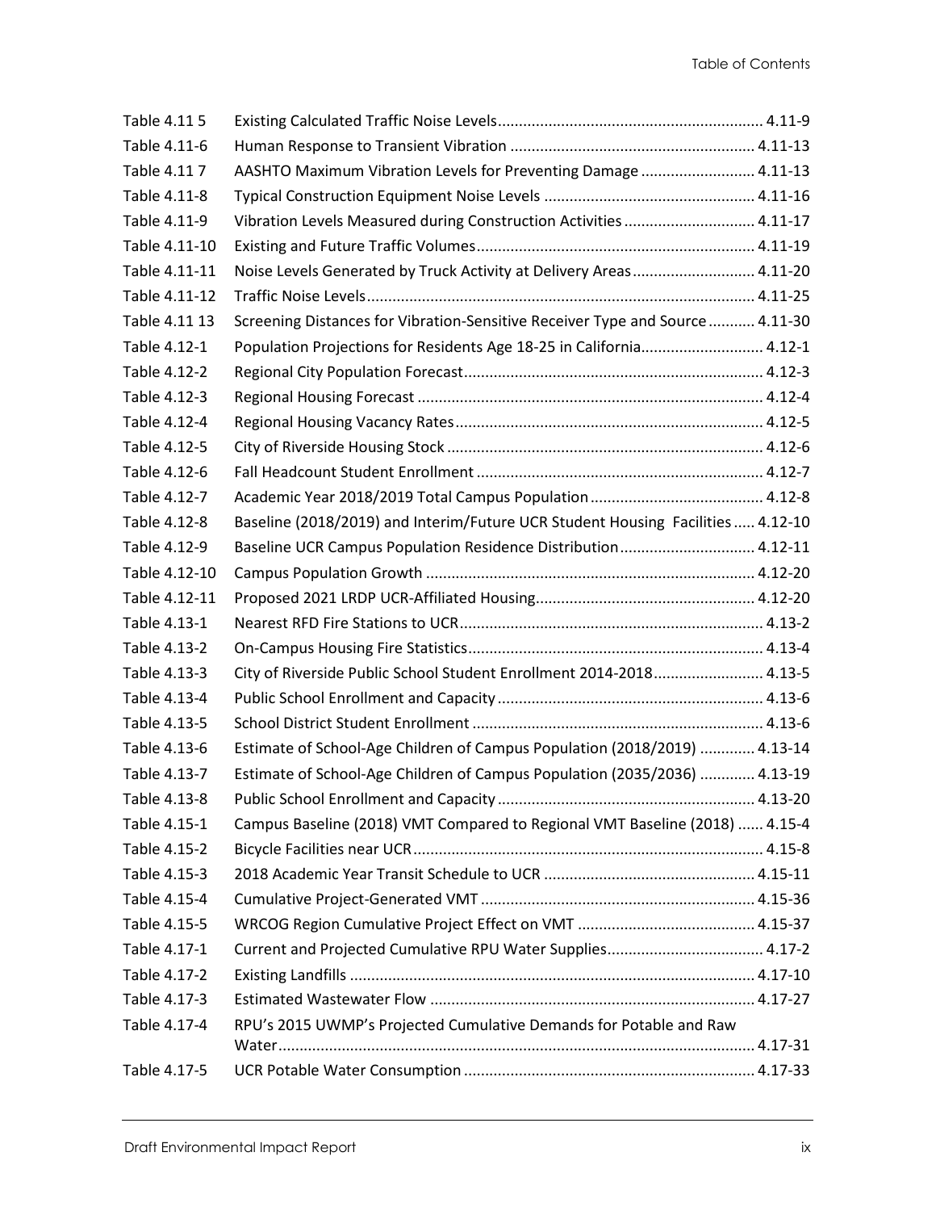| | | |
|---|---|---|
| Table 4.11 5 | Existing Calculated Traffic Noise Levels | 4.11-9 |
| Table 4.11-6 | Human Response to Transient Vibration | 4.11-13 |
| Table 4.11 7 | AASHTO Maximum Vibration Levels for Preventing Damage | 4.11-13 |
| Table 4.11-8 | Typical Construction Equipment Noise Levels | 4.11-16 |
| Table 4.11-9 | Vibration Levels Measured during Construction Activities | 4.11-17 |
| Table 4.11-10 | Existing and Future Traffic Volumes | 4.11-19 |
| Table 4.11-11 | Noise Levels Generated by Truck Activity at Delivery Areas | 4.11-20 |
| Table 4.11-12 | Traffic Noise Levels | 4.11-25 |
| Table 4.11 13 | Screening Distances for Vibration-Sensitive Receiver Type and Source | 4.11-30 |
| Table 4.12-1 | Population Projections for Residents Age 18-25 in California | 4.12-1 |
| Table 4.12-2 | Regional City Population Forecast | 4.12-3 |
| Table 4.12-3 | Regional Housing Forecast | 4.12-4 |
| Table 4.12-4 | Regional Housing Vacancy Rates | 4.12-5 |
| Table 4.12-5 | City of Riverside Housing Stock | 4.12-6 |
| Table 4.12-6 | Fall Headcount Student Enrollment | 4.12-7 |
| Table 4.12-7 | Academic Year 2018/2019 Total Campus Population | 4.12-8 |
| Table 4.12-8 | Baseline (2018/2019) and Interim/Future UCR Student Housing Facilities | 4.12-10 |
| Table 4.12-9 | Baseline UCR Campus Population Residence Distribution | 4.12-11 |
| Table 4.12-10 | Campus Population Growth | 4.12-20 |
| Table 4.12-11 | Proposed 2021 LRDP UCR-Affiliated Housing | 4.12-20 |
| Table 4.13-1 | Nearest RFD Fire Stations to UCR | 4.13-2 |
| Table 4.13-2 | On-Campus Housing Fire Statistics | 4.13-4 |
| Table 4.13-3 | City of Riverside Public School Student Enrollment 2014-2018 | 4.13-5 |
| Table 4.13-4 | Public School Enrollment and Capacity | 4.13-6 |
| Table 4.13-5 | School District Student Enrollment | 4.13-6 |
| Table 4.13-6 | Estimate of School-Age Children of Campus Population (2018/2019) | 4.13-14 |
| Table 4.13-7 | Estimate of School-Age Children of Campus Population (2035/2036) | 4.13-19 |
| Table 4.13-8 | Public School Enrollment and Capacity | 4.13-20 |
| Table 4.15-1 | Campus Baseline (2018) VMT Compared to Regional VMT Baseline (2018) | 4.15-4 |
| Table 4.15-2 | Bicycle Facilities near UCR | 4.15-8 |
| Table 4.15-3 | 2018 Academic Year Transit Schedule to UCR | 4.15-11 |
| Table 4.15-4 | Cumulative Project-Generated VMT | 4.15-36 |
| Table 4.15-5 | WRCOG Region Cumulative Project Effect on VMT | 4.15-37 |
| Table 4.17-1 | Current and Projected Cumulative RPU Water Supplies | 4.17-2 |
| Table 4.17-2 | Existing Landfills | 4.17-10 |
| Table 4.17-3 | Estimated Wastewater Flow | 4.17-27 |
| Table 4.17-4 | RPU's 2015 UWMP's Projected Cumulative Demands for Potable and Raw Water | 4.17-31 |
| Table 4.17-5 | UCR Potable Water Consumption | 4.17-33 |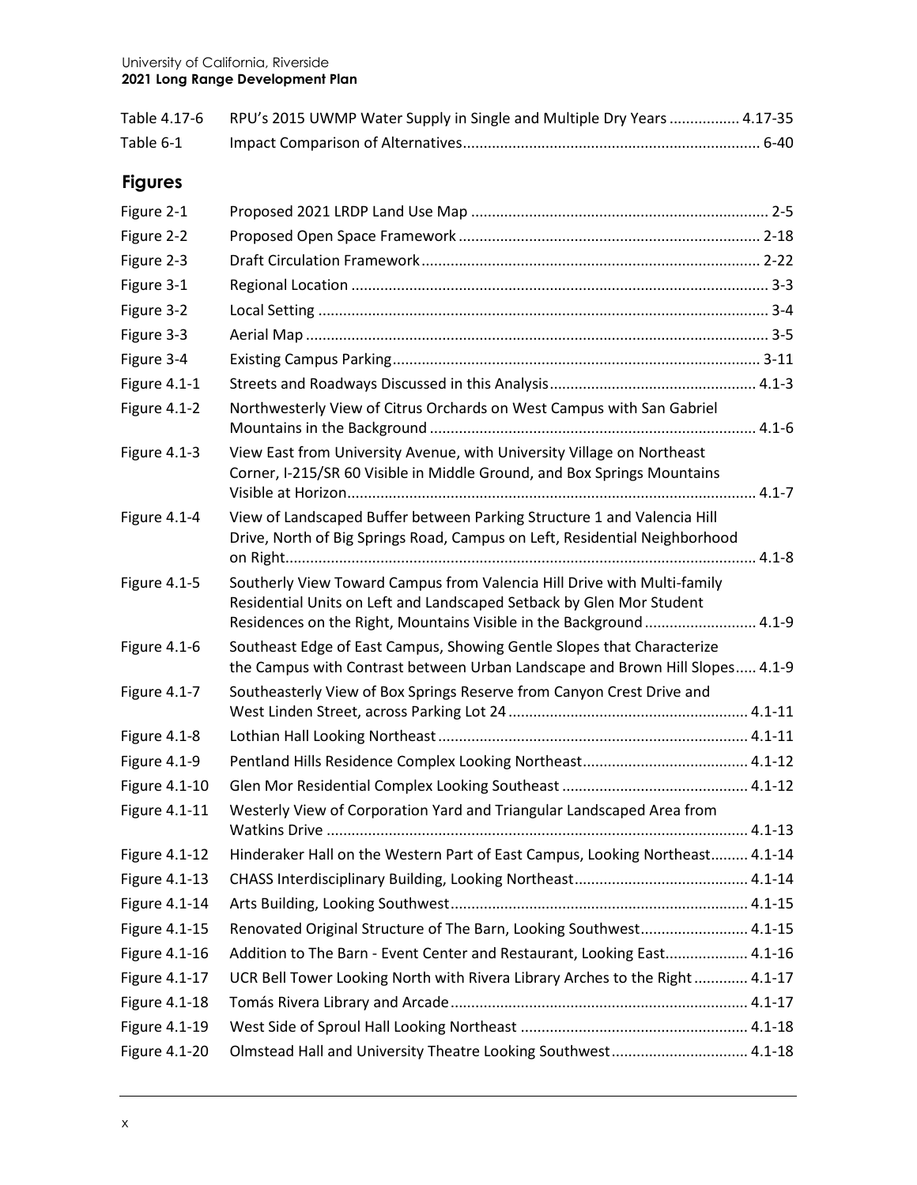| | | |
|---|---|---|
| Table 4.17-6 | RPU's 2015 UWMP Water Supply in Single and Multiple Dry Years | 4.17-35 |
| Table 6-1 | Impact Comparison of Alternatives | 6-40 |

## Figures

| | | |
|---|---|---|
| Figure 2-1 | Proposed 2021 LRDP Land Use Map | 2-5 |
| Figure 2-2 | Proposed Open Space Framework | 2-18 |
| Figure 2-3 | Draft Circulation Framework | 2-22 |
| Figure 3-1 | Regional Location | 3-3 |
| Figure 3-2 | Local Setting | 3-4 |
| Figure 3-3 | Aerial Map | 3-5 |
| Figure 3-4 | Existing Campus Parking | 3-11 |
| Figure 4.1-1 | Streets and Roadways Discussed in this Analysis | 4.1-3 |
| Figure 4.1-2 | Northwesterly View of Citrus Orchards on West Campus with San Gabriel Mountains in the Background | 4.1-6 |
| Figure 4.1-3 | View East from University Avenue, with University Village on Northeast Corner, I-215/SR 60 Visible in Middle Ground, and Box Springs Mountains Visible at Horizon | 4.1-7 |
| Figure 4.1-4 | View of Landscaped Buffer between Parking Structure 1 and Valencia Hill Drive, North of Big Springs Road, Campus on Left, Residential Neighborhood on Right | 4.1-8 |
| Figure 4.1-5 | Southerly View Toward Campus from Valencia Hill Drive with Multi-family Residential Units on Left and Landscaped Setback by Glen Mor Student Residences on the Right, Mountains Visible in the Background | 4.1-9 |
| Figure 4.1-6 | Southeast Edge of East Campus, Showing Gentle Slopes that Characterize the Campus with Contrast between Urban Landscape and Brown Hill Slopes | 4.1-9 |
| Figure 4.1-7 | Southeasterly View of Box Springs Reserve from Canyon Crest Drive and West Linden Street, across Parking Lot 24 | 4.1-11 |
| Figure 4.1-8 | Lothian Hall Looking Northeast | 4.1-11 |
| Figure 4.1-9 | Pentland Hills Residence Complex Looking Northeast | 4.1-12 |
| Figure 4.1-10 | Glen Mor Residential Complex Looking Southeast | 4.1-12 |
| Figure 4.1-11 | Westerly View of Corporation Yard and Triangular Landscaped Area from Watkins Drive | 4.1-13 |
| Figure 4.1-12 | Hinderaker Hall on the Western Part of East Campus, Looking Northeast | 4.1-14 |
| Figure 4.1-13 | CHASS Interdisciplinary Building, Looking Northeast | 4.1-14 |
| Figure 4.1-14 | Arts Building, Looking Southwest | 4.1-15 |
| Figure 4.1-15 | Renovated Original Structure of The Barn, Looking Southwest | 4.1-15 |
| Figure 4.1-16 | Addition to The Barn - Event Center and Restaurant, Looking East | 4.1-16 |
| Figure 4.1-17 | UCR Bell Tower Looking North with Rivera Library Arches to the Right | 4.1-17 |
| Figure 4.1-18 | Tomás Rivera Library and Arcade | 4.1-17 |
| Figure 4.1-19 | West Side of Sproul Hall Looking Northeast | 4.1-18 |
| Figure 4.1-20 | Olmstead Hall and University Theatre Looking Southwest | 4.1-18 |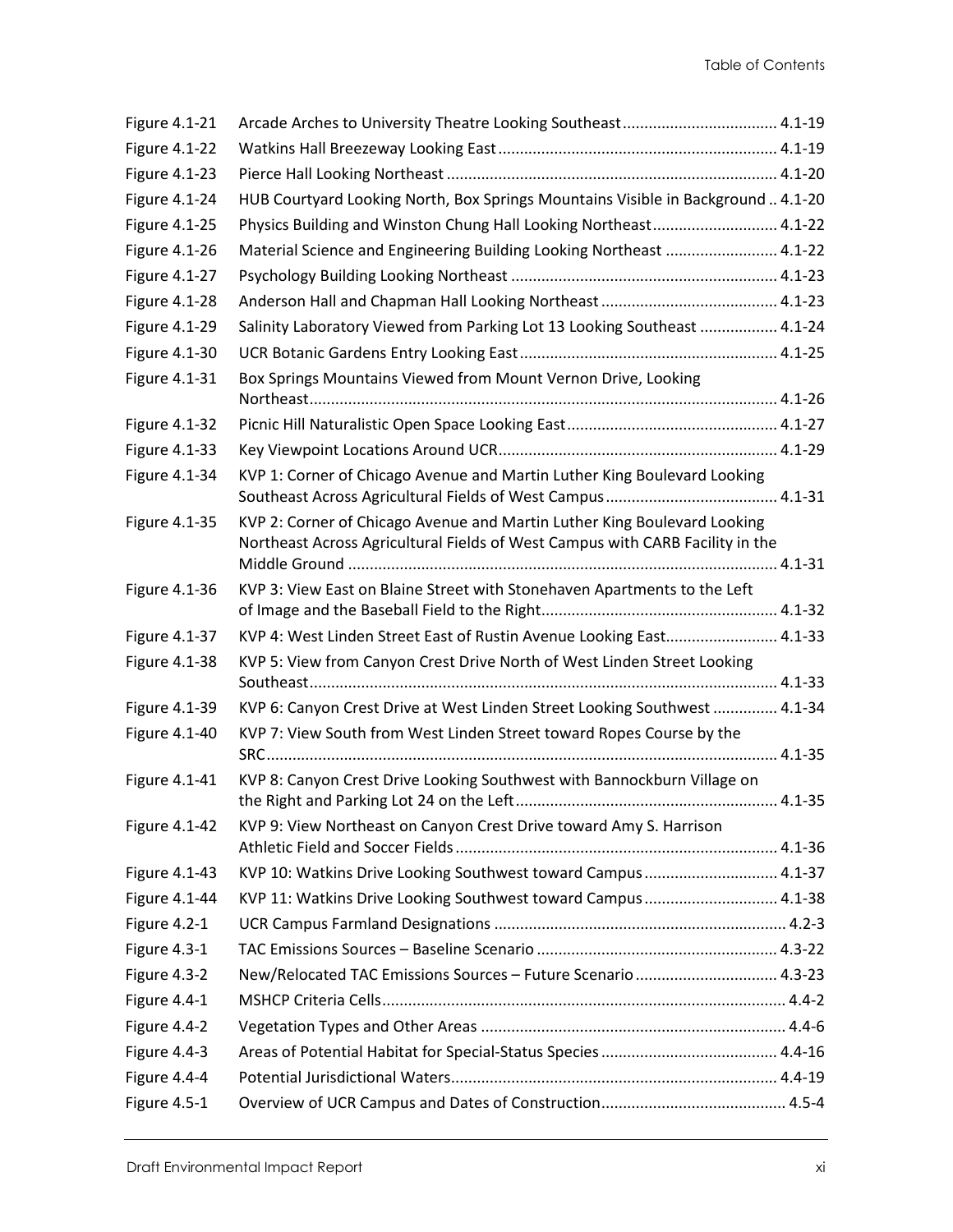| | | |
|---|---|---|
| Figure 4.1-21 | Arcade Arches to University Theatre Looking Southeast | 4.1-19 |
| Figure 4.1-22 | Watkins Hall Breezeway Looking East | 4.1-19 |
| Figure 4.1-23 | Pierce Hall Looking Northeast | 4.1-20 |
| Figure 4.1-24 | HUB Courtyard Looking North, Box Springs Mountains Visible in Background | 4.1-20 |
| Figure 4.1-25 | Physics Building and Winston Chung Hall Looking Northeast | 4.1-22 |
| Figure 4.1-26 | Material Science and Engineering Building Looking Northeast | 4.1-22 |
| Figure 4.1-27 | Psychology Building Looking Northeast | 4.1-23 |
| Figure 4.1-28 | Anderson Hall and Chapman Hall Looking Northeast | 4.1-23 |
| Figure 4.1-29 | Salinity Laboratory Viewed from Parking Lot 13 Looking Southeast | 4.1-24 |
| Figure 4.1-30 | UCR Botanic Gardens Entry Looking East | 4.1-25 |
| Figure 4.1-31 | Box Springs Mountains Viewed from Mount Vernon Drive, Looking Northeast | 4.1-26 |
| Figure 4.1-32 | Picnic Hill Naturalistic Open Space Looking East | 4.1-27 |
| Figure 4.1-33 | Key Viewpoint Locations Around UCR | 4.1-29 |
| Figure 4.1-34 | KVP 1: Corner of Chicago Avenue and Martin Luther King Boulevard Looking Southeast Across Agricultural Fields of West Campus | 4.1-31 |
| Figure 4.1-35 | KVP 2: Corner of Chicago Avenue and Martin Luther King Boulevard Looking Northeast Across Agricultural Fields of West Campus with CARB Facility in the Middle Ground | 4.1-31 |
| Figure 4.1-36 | KVP 3: View East on Blaine Street with Stonehaven Apartments to the Left of Image and the Baseball Field to the Right | 4.1-32 |
| Figure 4.1-37 | KVP 4: West Linden Street East of Rustin Avenue Looking East | 4.1-33 |
| Figure 4.1-38 | KVP 5: View from Canyon Crest Drive North of West Linden Street Looking Southeast | 4.1-33 |
| Figure 4.1-39 | KVP 6: Canyon Crest Drive at West Linden Street Looking Southwest | 4.1-34 |
| Figure 4.1-40 | KVP 7: View South from West Linden Street toward Ropes Course by the SRC | 4.1-35 |
| Figure 4.1-41 | KVP 8: Canyon Crest Drive Looking Southwest with Bannockburn Village on the Right and Parking Lot 24 on the Left | 4.1-35 |
| Figure 4.1-42 | KVP 9: View Northeast on Canyon Crest Drive toward Amy S. Harrison Athletic Field and Soccer Fields | 4.1-36 |
| Figure 4.1-43 | KVP 10: Watkins Drive Looking Southwest toward Campus | 4.1-37 |
| Figure 4.1-44 | KVP 11: Watkins Drive Looking Southwest toward Campus | 4.1-38 |
| Figure 4.2-1 | UCR Campus Farmland Designations | 4.2-3 |
| Figure 4.3-1 | TAC Emissions Sources – Baseline Scenario | 4.3-22 |
| Figure 4.3-2 | New/Relocated TAC Emissions Sources – Future Scenario | 4.3-23 |
| Figure 4.4-1 | MSHCP Criteria Cells | 4.4-2 |
| Figure 4.4-2 | Vegetation Types and Other Areas | 4.4-6 |
| Figure 4.4-3 | Areas of Potential Habitat for Special-Status Species | 4.4-16 |
| Figure 4.4-4 | Potential Jurisdictional Waters | 4.4-19 |
| Figure 4.5-1 | Overview of UCR Campus and Dates of Construction | 4.5-4 |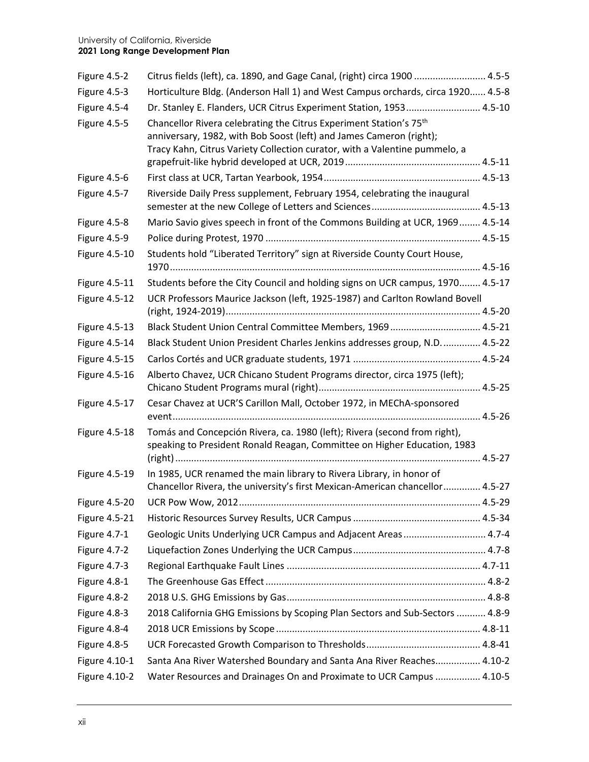| | | |
|---|---|---|
| Figure 4.5-2 | Citrus fields (left), ca. 1890, and Gage Canal, (right) circa 1900 | 4.5-5 |
| Figure 4.5-3 | Horticulture Bldg. (Anderson Hall 1) and West Campus orchards, circa 1920 | 4.5-8 |
| Figure 4.5-4 | Dr. Stanley E. Flanders, UCR Citrus Experiment Station, 1953 | 4.5-10 |
| Figure 4.5-5 | Chancellor Rivera celebrating the Citrus Experiment Station's 75th anniversary, 1982, with Bob Soost (left) and James Cameron (right); Tracy Kahn, Citrus Variety Collection curator, with a Valentine pummelo, a grapefruit-like hybrid developed at UCR, 2019 | 4.5-11 |
| Figure 4.5-6 | First class at UCR, Tartan Yearbook, 1954 | 4.5-13 |
| Figure 4.5-7 | Riverside Daily Press supplement, February 1954, celebrating the inaugural semester at the new College of Letters and Sciences | 4.5-13 |
| Figure 4.5-8 | Mario Savio gives speech in front of the Commons Building at UCR, 1969 | 4.5-14 |
| Figure 4.5-9 | Police during Protest, 1970 | 4.5-15 |
| Figure 4.5-10 | Students hold "Liberated Territory" sign at Riverside County Court House, 1970 | 4.5-16 |
| Figure 4.5-11 | Students before the City Council and holding signs on UCR campus, 1970 | 4.5-17 |
| Figure 4.5-12 | UCR Professors Maurice Jackson (left, 1925-1987) and Carlton Rowland Bovell (right, 1924-2019) | 4.5-20 |
| Figure 4.5-13 | Black Student Union Central Committee Members, 1969 | 4.5-21 |
| Figure 4.5-14 | Black Student Union President Charles Jenkins addresses group, N.D. | 4.5-22 |
| Figure 4.5-15 | Carlos Cortés and UCR graduate students, 1971 | 4.5-24 |
| Figure 4.5-16 | Alberto Chavez, UCR Chicano Student Programs director, circa 1975 (left); Chicano Student Programs mural (right) | 4.5-25 |
| Figure 4.5-17 | Cesar Chavez at UCR'S Carillon Mall, October 1972, in MEChA-sponsored event | 4.5-26 |
| Figure 4.5-18 | Tomás and Concepción Rivera, ca. 1980 (left); Rivera (second from right), speaking to President Ronald Reagan, Committee on Higher Education, 1983 (right) | 4.5-27 |
| Figure 4.5-19 | In 1985, UCR renamed the main library to Rivera Library, in honor of Chancellor Rivera, the university's first Mexican-American chancellor | 4.5-27 |
| Figure 4.5-20 | UCR Pow Wow, 2012 | 4.5-29 |
| Figure 4.5-21 | Historic Resources Survey Results, UCR Campus | 4.5-34 |
| Figure 4.7-1 | Geologic Units Underlying UCR Campus and Adjacent Areas | 4.7-4 |
| Figure 4.7-2 | Liquefaction Zones Underlying the UCR Campus | 4.7-8 |
| Figure 4.7-3 | Regional Earthquake Fault Lines | 4.7-11 |
| Figure 4.8-1 | The Greenhouse Gas Effect | 4.8-2 |
| Figure 4.8-2 | 2018 U.S. GHG Emissions by Gas | 4.8-8 |
| Figure 4.8-3 | 2018 California GHG Emissions by Scoping Plan Sectors and Sub-Sectors | 4.8-9 |
| Figure 4.8-4 | 2018 UCR Emissions by Scope | 4.8-11 |
| Figure 4.8-5 | UCR Forecasted Growth Comparison to Thresholds | 4.8-41 |
| Figure 4.10-1 | Santa Ana River Watershed Boundary and Santa Ana River Reaches | 4.10-2 |
| Figure 4.10-2 | Water Resources and Drainages On and Proximate to UCR Campus | 4.10-5 |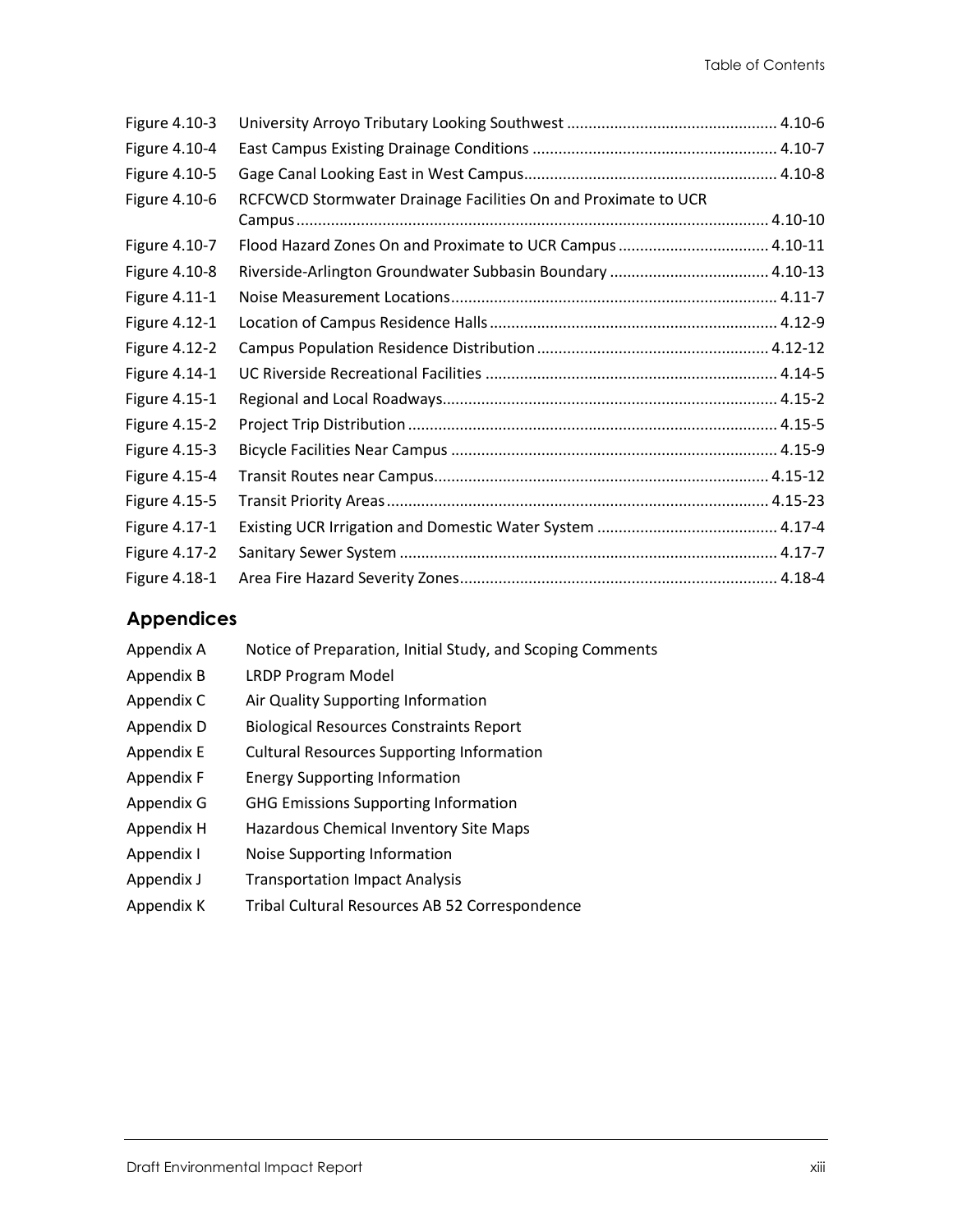| | | |
|---|---|---|
| Figure 4.10-3 | University Arroyo Tributary Looking Southwest | 4.10-6 |
| Figure 4.10-4 | East Campus Existing Drainage Conditions | 4.10-7 |
| Figure 4.10-5 | Gage Canal Looking East in West Campus | 4.10-8 |
| Figure 4.10-6 | RCFCWCD Stormwater Drainage Facilities On and Proximate to UCR Campus | 4.10-10 |
| Figure 4.10-7 | Flood Hazard Zones On and Proximate to UCR Campus | 4.10-11 |
| Figure 4.10-8 | Riverside-Arlington Groundwater Subbasin Boundary | 4.10-13 |
| Figure 4.11-1 | Noise Measurement Locations | 4.11-7 |
| Figure 4.12-1 | Location of Campus Residence Halls | 4.12-9 |
| Figure 4.12-2 | Campus Population Residence Distribution | 4.12-12 |
| Figure 4.14-1 | UC Riverside Recreational Facilities | 4.14-5 |
| Figure 4.15-1 | Regional and Local Roadways | 4.15-2 |
| Figure 4.15-2 | Project Trip Distribution | 4.15-5 |
| Figure 4.15-3 | Bicycle Facilities Near Campus | 4.15-9 |
| Figure 4.15-4 | Transit Routes near Campus | 4.15-12 |
| Figure 4.15-5 | Transit Priority Areas | 4.15-23 |
| Figure 4.17-1 | Existing UCR Irrigation and Domestic Water System | 4.17-4 |
| Figure 4.17-2 | Sanitary Sewer System | 4.17-7 |
| Figure 4.18-1 | Area Fire Hazard Severity Zones | 4.18-4 |

## Appendices

| | |
|---|---|
| Appendix A | Notice of Preparation, Initial Study, and Scoping Comments |
| Appendix B | LRDP Program Model |
| Appendix C | Air Quality Supporting Information |
| Appendix D | Biological Resources Constraints Report |
| Appendix E | Cultural Resources Supporting Information |
| Appendix F | Energy Supporting Information |
| Appendix G | GHG Emissions Supporting Information |
| Appendix H | Hazardous Chemical Inventory Site Maps |
| Appendix I | Noise Supporting Information |
| Appendix J | Transportation Impact Analysis |
| Appendix K | Tribal Cultural Resources AB 52 Correspondence |